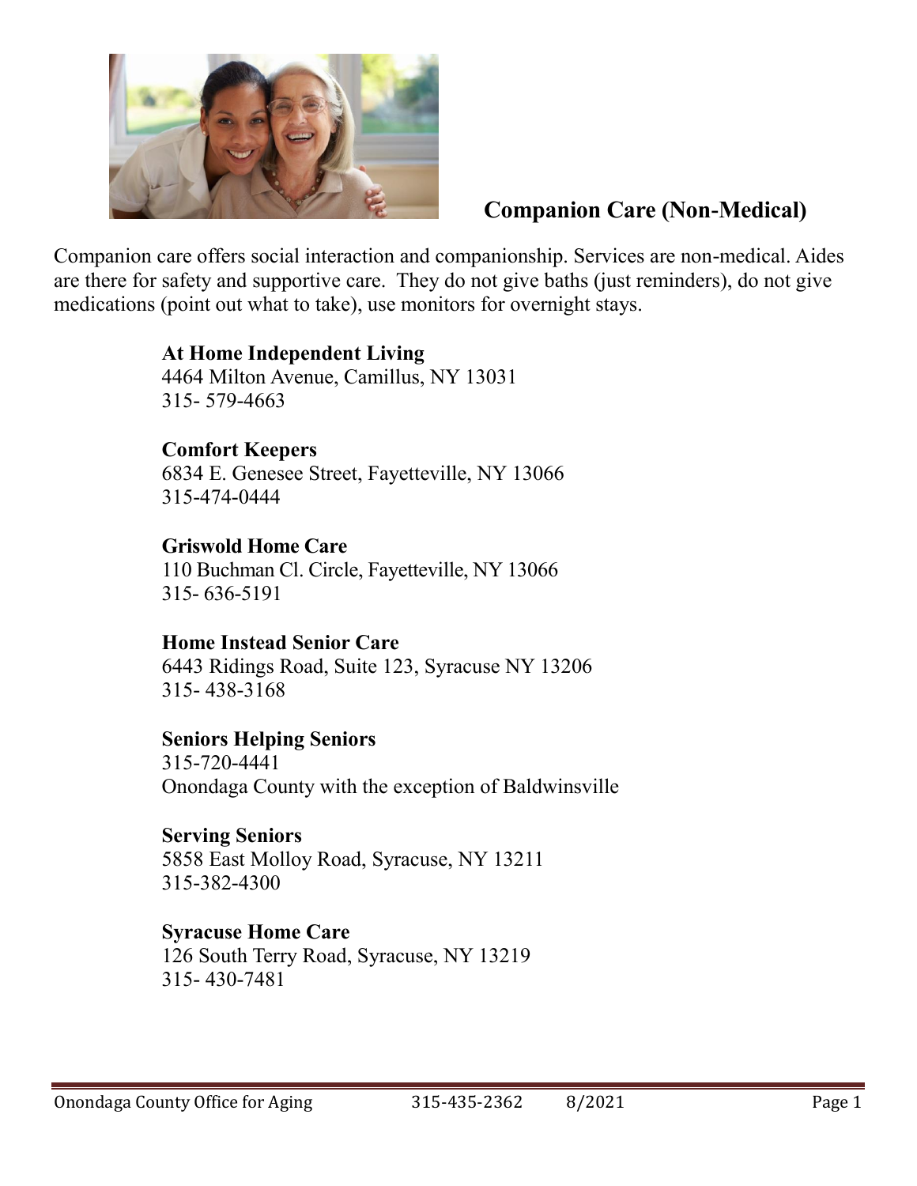## Companion Care (Non-Medical)

Companion care offers social interaction and companionship. Services are non-medical. Aides are there for safety and supportive care. They do not give baths (just reminders), do not give medications (point out what to take), use monitors for overnight stays.

**At Home Independent Living**
4464 Milton Avenue, Camillus, NY 13031
315- 579-4663

**Comfort Keepers**
6834 E. Genesee Street, Fayetteville, NY 13066
315-474-0444

**Griswold Home Care**
110 Buchman Cl. Circle, Fayetteville, NY 13066
315- 636-5191

**Home Instead Senior Care**
6443 Ridings Road, Suite 123, Syracuse NY 13206
315- 438-3168

**Seniors Helping Seniors**
315-720-4441
Onondaga County with the exception of Baldwinsville

**Serving Seniors**
5858 East Molloy Road, Syracuse, NY 13211
315-382-4300

**Syracuse Home Care**
126 South Terry Road, Syracuse, NY 13219
315- 430-7481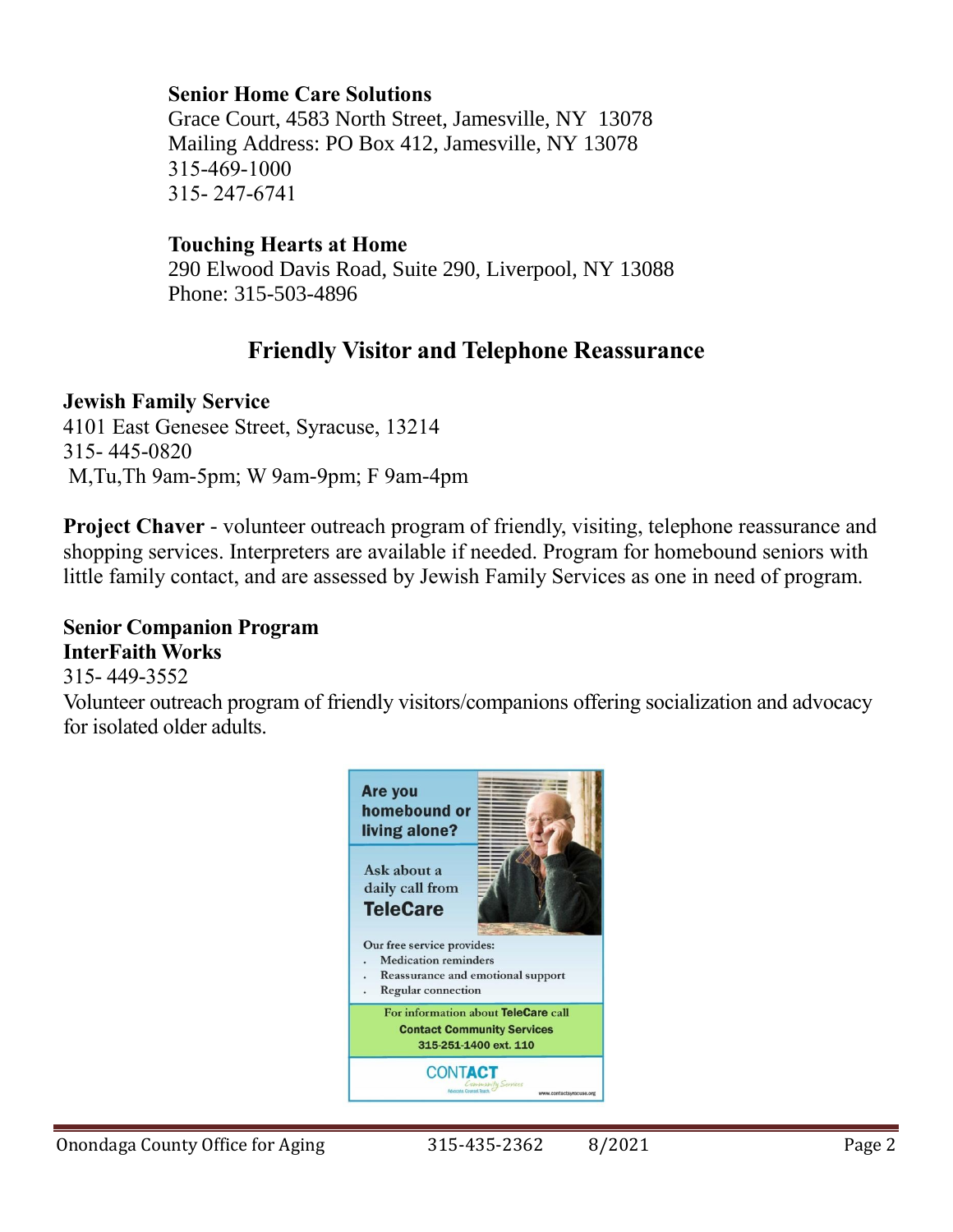**Senior Home Care Solutions**
Grace Court, 4583 North Street, Jamesville, NY 13078
Mailing Address: PO Box 412, Jamesville, NY 13078
315-469-1000
315- 247-6741

**Touching Hearts at Home**
290 Elwood Davis Road, Suite 290, Liverpool, NY 13088
Phone: 315-503-4896

## Friendly Visitor and Telephone Reassurance

**Jewish Family Service**
4101 East Genesee Street, Syracuse, 13214
315- 445-0820
M,Tu,Th 9am-5pm; W 9am-9pm; F 9am-4pm

**Project Chaver** - volunteer outreach program of friendly, visiting, telephone reassurance and shopping services. Interpreters are available if needed. Program for homebound seniors with little family contact, and are assessed by Jewish Family Services as one in need of program.

**Senior Companion Program**
**InterFaith Works**
315- 449-3552
Volunteer outreach program of friendly visitors/companions offering socialization and advocacy for isolated older adults.

**Are you homebound or living alone?**

Ask about a daily call from **TeleCare**

Our free service provides:

- Medication reminders
- Reassurance and emotional support
- Regular connection

For information about **TeleCare** call
**Contact Community Services**
**315-251-1400 ext. 110**

CONTACT Community Services
www.contactsyracuse.org